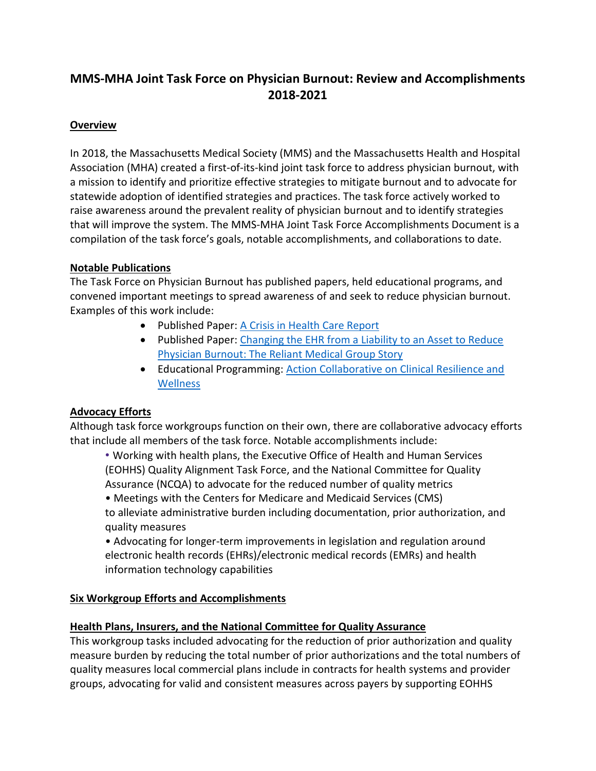# MMS-MHA Joint Task Force on Physician Burnout: Review and Accomplishments 2018-2021

## Overview

In 2018, the Massachusetts Medical Society (MMS) and the Massachusetts Health and Hospital Association (MHA) created a first-of-its-kind joint task force to address physician burnout, with a mission to identify and prioritize effective strategies to mitigate burnout and to advocate for statewide adoption of identified strategies and practices. The task force actively worked to raise awareness around the prevalent reality of physician burnout and to identify strategies that will improve the system. The MMS-MHA Joint Task Force Accomplishments Document is a compilation of the task force's goals, notable accomplishments, and collaborations to date.

## Notable Publications

The Task Force on Physician Burnout has published papers, held educational programs, and convened important meetings to spread awareness of and seek to reduce physician burnout. Examples of this work include:

- Published Paper: A Crisis in Health Care Report
- Published Paper: Changing the EHR from a Liability to an Asset to Reduce Physician Burnout: The Reliant Medical Group Story
- Educational Programming: Action Collaborative on Clinical Resilience and Wellness

## Advocacy Efforts

Although task force workgroups function on their own, there are collaborative advocacy efforts that include all members of the task force. Notable accomplishments include:

- Working with health plans, the Executive Office of Health and Human Services (EOHHS) Quality Alignment Task Force, and the National Committee for Quality Assurance (NCQA) to advocate for the reduced number of quality metrics
- Meetings with the Centers for Medicare and Medicaid Services (CMS) to alleviate administrative burden including documentation, prior authorization, and quality measures
- Advocating for longer-term improvements in legislation and regulation around electronic health records (EHRs)/electronic medical records (EMRs) and health information technology capabilities

## Six Workgroup Efforts and Accomplishments

### Health Plans, Insurers, and the National Committee for Quality Assurance

This workgroup tasks included advocating for the reduction of prior authorization and quality measure burden by reducing the total number of prior authorizations and the total numbers of quality measures local commercial plans include in contracts for health systems and provider groups, advocating for valid and consistent measures across payers by supporting EOHHS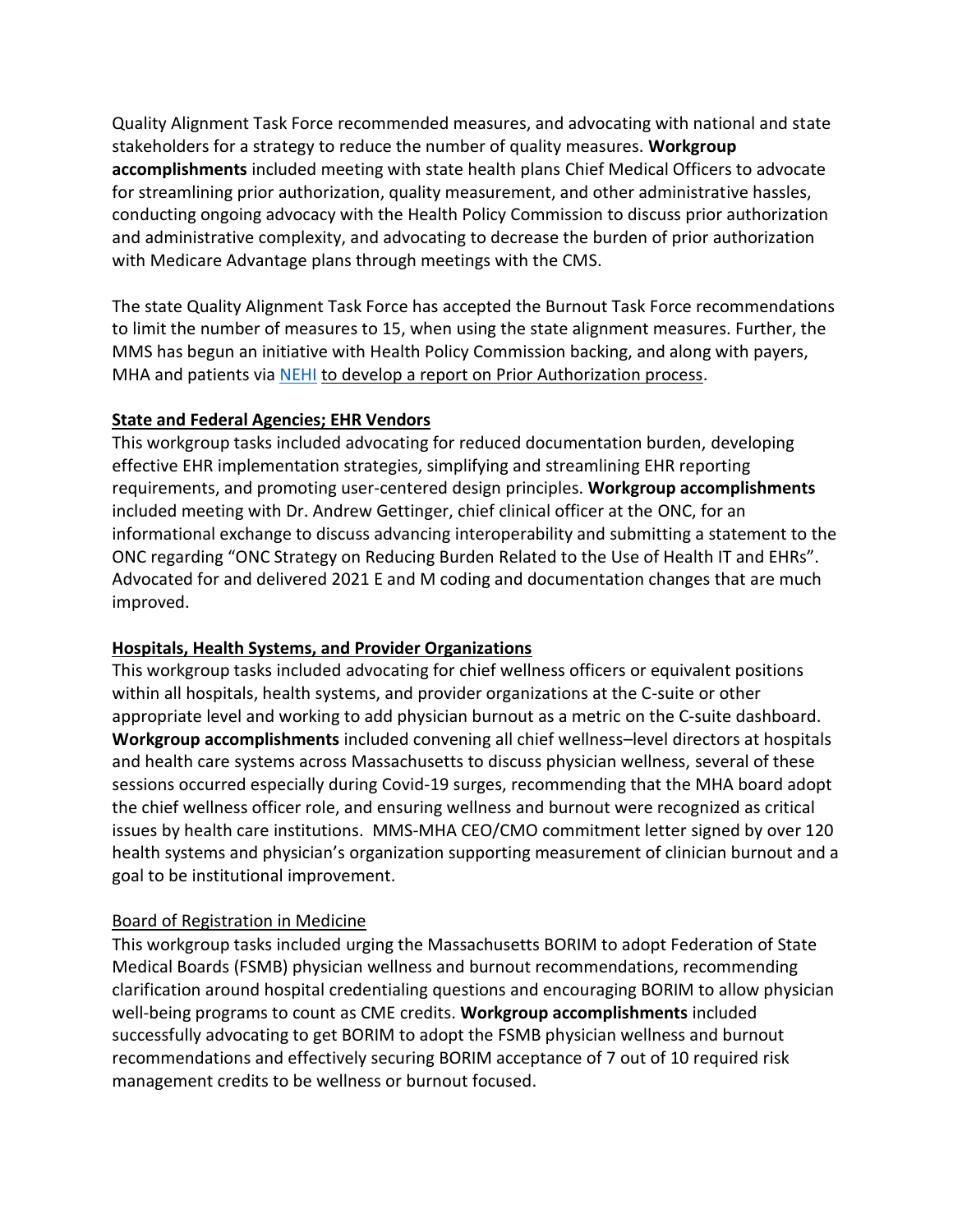Quality Alignment Task Force recommended measures, and advocating with national and state stakeholders for a strategy to reduce the number of quality measures. **Workgroup accomplishments** included meeting with state health plans Chief Medical Officers to advocate for streamlining prior authorization, quality measurement, and other administrative hassles, conducting ongoing advocacy with the Health Policy Commission to discuss prior authorization and administrative complexity, and advocating to decrease the burden of prior authorization with Medicare Advantage plans through meetings with the CMS.

The state Quality Alignment Task Force has accepted the Burnout Task Force recommendations to limit the number of measures to 15, when using the state alignment measures. Further, the MMS has begun an initiative with Health Policy Commission backing, and along with payers, MHA and patients via NEHI to develop a report on Prior Authorization process.

## State and Federal Agencies; EHR Vendors

This workgroup tasks included advocating for reduced documentation burden, developing effective EHR implementation strategies, simplifying and streamlining EHR reporting requirements, and promoting user-centered design principles. **Workgroup accomplishments** included meeting with Dr. Andrew Gettinger, chief clinical officer at the ONC, for an informational exchange to discuss advancing interoperability and submitting a statement to the ONC regarding "ONC Strategy on Reducing Burden Related to the Use of Health IT and EHRs". Advocated for and delivered 2021 E and M coding and documentation changes that are much improved.

## Hospitals, Health Systems, and Provider Organizations

This workgroup tasks included advocating for chief wellness officers or equivalent positions within all hospitals, health systems, and provider organizations at the C-suite or other appropriate level and working to add physician burnout as a metric on the C-suite dashboard. **Workgroup accomplishments** included convening all chief wellness–level directors at hospitals and health care systems across Massachusetts to discuss physician wellness, several of these sessions occurred especially during Covid-19 surges, recommending that the MHA board adopt the chief wellness officer role, and ensuring wellness and burnout were recognized as critical issues by health care institutions. MMS-MHA CEO/CMO commitment letter signed by over 120 health systems and physician's organization supporting measurement of clinician burnout and a goal to be institutional improvement.

## Board of Registration in Medicine

This workgroup tasks included urging the Massachusetts BORIM to adopt Federation of State Medical Boards (FSMB) physician wellness and burnout recommendations, recommending clarification around hospital credentialing questions and encouraging BORIM to allow physician well-being programs to count as CME credits. **Workgroup accomplishments** included successfully advocating to get BORIM to adopt the FSMB physician wellness and burnout recommendations and effectively securing BORIM acceptance of 7 out of 10 required risk management credits to be wellness or burnout focused.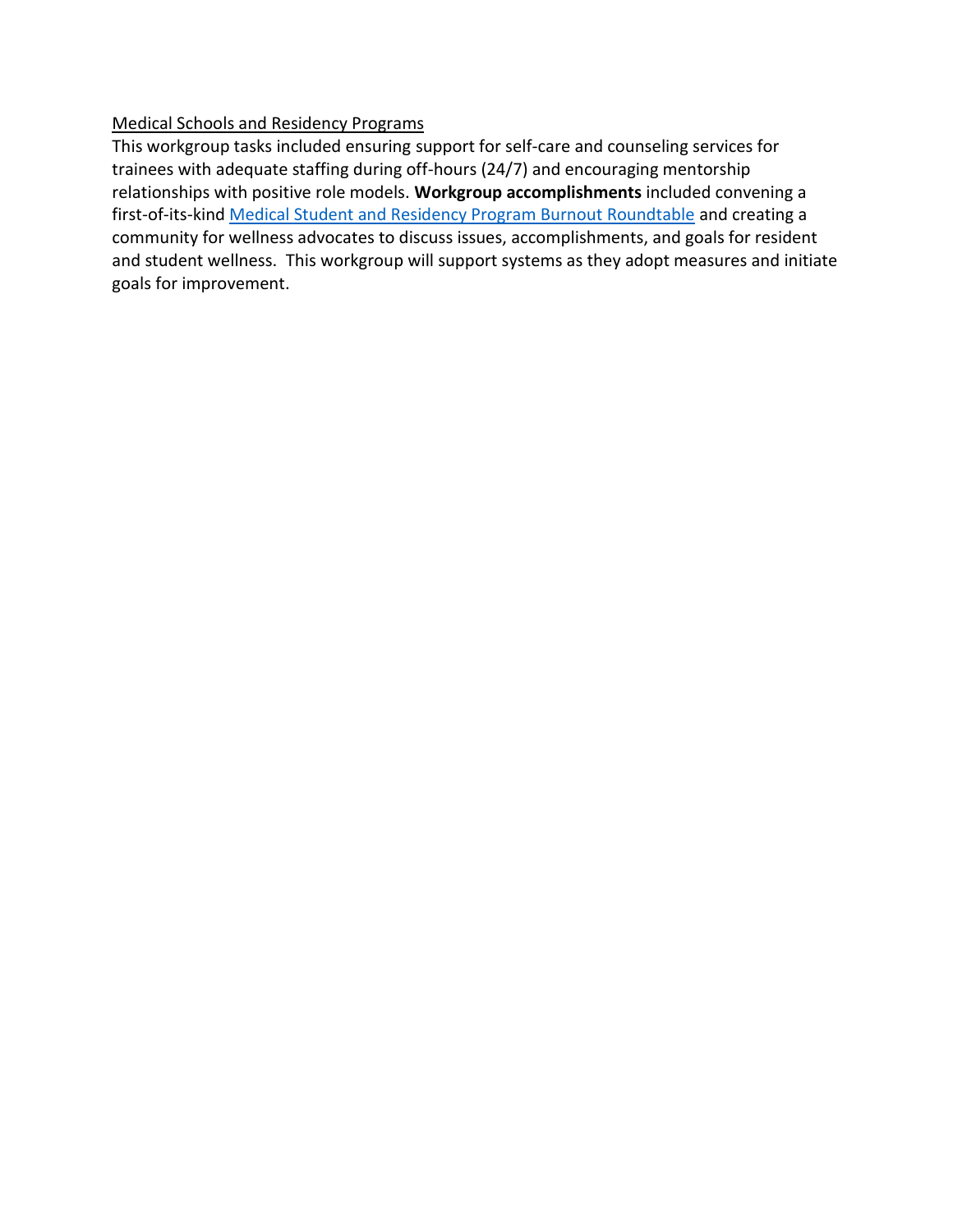Medical Schools and Residency Programs

This workgroup tasks included ensuring support for self-care and counseling services for trainees with adequate staffing during off-hours (24/7) and encouraging mentorship relationships with positive role models. **Workgroup accomplishments** included convening a first-of-its-kind Medical Student and Residency Program Burnout Roundtable and creating a community for wellness advocates to discuss issues, accomplishments, and goals for resident and student wellness. This workgroup will support systems as they adopt measures and initiate goals for improvement.